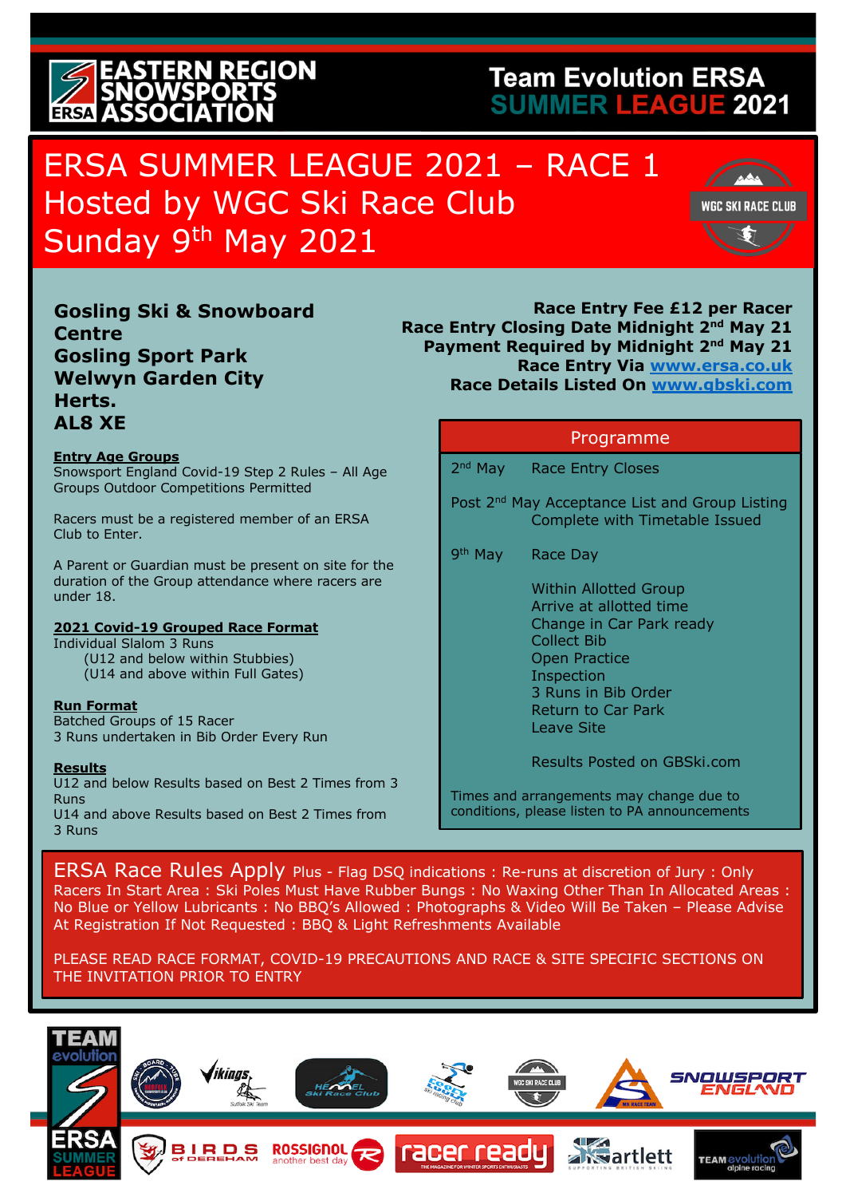**EASTERN REGION SNOWSPORTS ASSOCIATION**

**Team Evolution ERSA SUMMER LEAGUE 2021**

# ERSA SUMMER LEAGUE 2021 – RACE 1
# Hosted by WGC Ski Race Club
# Sunday 9th May 2021

**Gosling Ski & Snowboard Centre**
**Gosling Sport Park**
**Welwyn Garden City**
**Herts.**
**AL8 XE**

**Race Entry Fee £12 per Racer**
**Race Entry Closing Date Midnight 2nd May 21**
**Payment Required by Midnight 2nd May 21**
**Race Entry Via www.ersa.co.uk**
**Race Details Listed On www.gbski.com**

### Entry Age Groups

Snowsport England Covid-19 Step 2 Rules – All Age Groups Outdoor Competitions Permitted

Racers must be a registered member of an ERSA Club to Enter.

A Parent or Guardian must be present on site for the duration of the Group attendance where racers are under 18.

### 2021 Covid-19 Grouped Race Format

Individual Slalom 3 Runs
- (U12 and below within Stubbies)
- (U14 and above within Full Gates)

### Run Format

Batched Groups of 15 Racer
3 Runs undertaken in Bib Order Every Run

### Results

U12 and below Results based on Best 2 Times from 3 Runs
U14 and above Results based on Best 2 Times from 3 Runs

### Programme

| | |
|---|---|
| 2nd May | Race Entry Closes |
| Post 2nd May | Acceptance List and Group Listing Complete with Timetable Issued |
| 9th May | Race Day |
| | Within Allotted Group<br>Arrive at allotted time<br>Change in Car Park ready<br>Collect Bib<br>Open Practice<br>Inspection<br>3 Runs in Bib Order<br>Return to Car Park<br>Leave Site |
| | Results Posted on GBSki.com |

Times and arrangements may change due to conditions, please listen to PA announcements

**ERSA Race Rules Apply** Plus - Flag DSQ indications : Re-runs at discretion of Jury : Only Racers In Start Area : Ski Poles Must Have Rubber Bungs : No Waxing Other Than In Allocated Areas : No Blue or Yellow Lubricants : No BBQ's Allowed : Photographs & Video Will Be Taken – Please Advise At Registration If Not Requested : BBQ & Light Refreshments Available

PLEASE READ RACE FORMAT, COVID-19 PRECAUTIONS AND RACE & SITE SPECIFIC SECTIONS ON THE INVITATION PRIOR TO ENTRY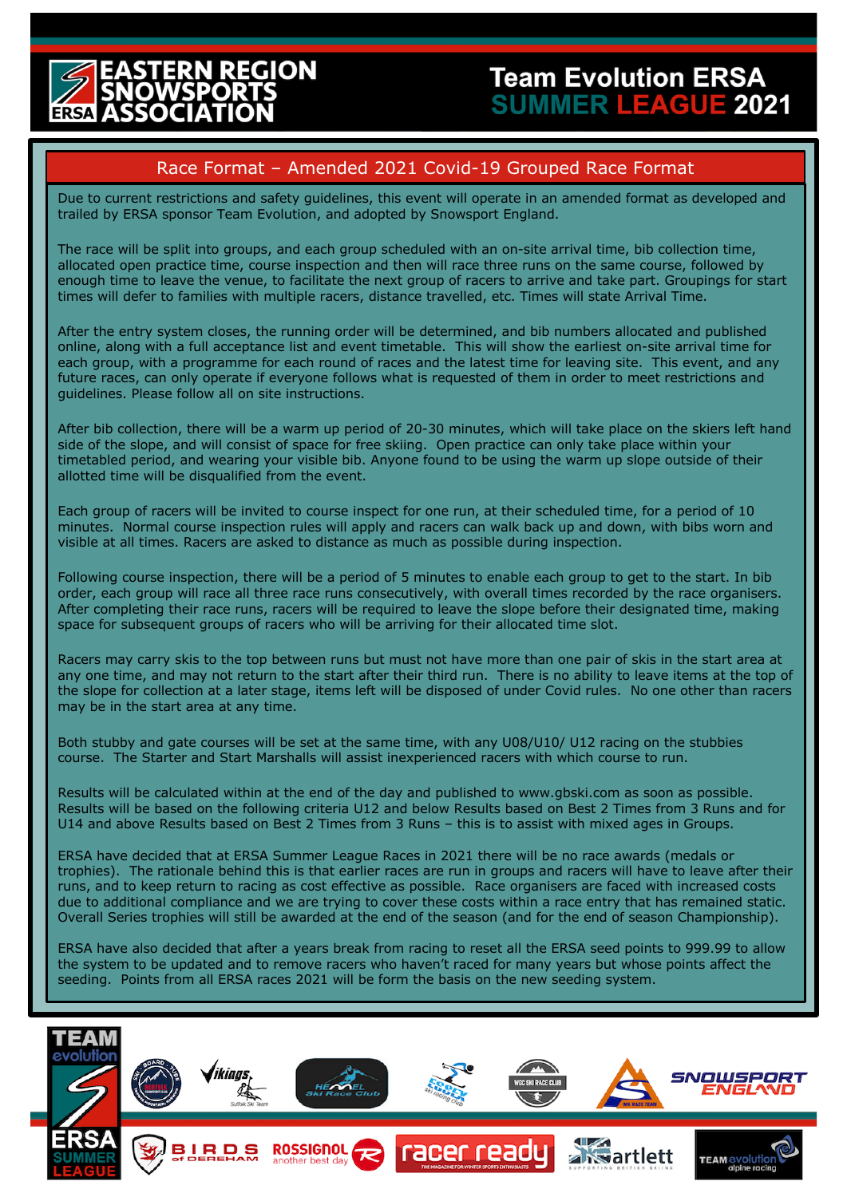# Team Evolution ERSA SUMMER LEAGUE 2021

## Race Format – Amended 2021 Covid-19 Grouped Race Format

Due to current restrictions and safety guidelines, this event will operate in an amended format as developed and trailed by ERSA sponsor Team Evolution, and adopted by Snowsport England.

The race will be split into groups, and each group scheduled with an on-site arrival time, bib collection time, allocated open practice time, course inspection and then will race three runs on the same course, followed by enough time to leave the venue, to facilitate the next group of racers to arrive and take part. Groupings for start times will defer to families with multiple racers, distance travelled, etc. Times will state Arrival Time.

After the entry system closes, the running order will be determined, and bib numbers allocated and published online, along with a full acceptance list and event timetable. This will show the earliest on-site arrival time for each group, with a programme for each round of races and the latest time for leaving site. This event, and any future races, can only operate if everyone follows what is requested of them in order to meet restrictions and guidelines. Please follow all on site instructions.

After bib collection, there will be a warm up period of 20-30 minutes, which will take place on the skiers left hand side of the slope, and will consist of space for free skiing. Open practice can only take place within your timetabled period, and wearing your visible bib. Anyone found to be using the warm up slope outside of their allotted time will be disqualified from the event.

Each group of racers will be invited to course inspect for one run, at their scheduled time, for a period of 10 minutes. Normal course inspection rules will apply and racers can walk back up and down, with bibs worn and visible at all times. Racers are asked to distance as much as possible during inspection.

Following course inspection, there will be a period of 5 minutes to enable each group to get to the start. In bib order, each group will race all three race runs consecutively, with overall times recorded by the race organisers. After completing their race runs, racers will be required to leave the slope before their designated time, making space for subsequent groups of racers who will be arriving for their allocated time slot.

Racers may carry skis to the top between runs but must not have more than one pair of skis in the start area at any one time, and may not return to the start after their third run. There is no ability to leave items at the top of the slope for collection at a later stage, items left will be disposed of under Covid rules. No one other than racers may be in the start area at any time.

Both stubby and gate courses will be set at the same time, with any U08/U10/ U12 racing on the stubbies course. The Starter and Start Marshalls will assist inexperienced racers with which course to run.

Results will be calculated within at the end of the day and published to www.gbski.com as soon as possible. Results will be based on the following criteria U12 and below Results based on Best 2 Times from 3 Runs and for U14 and above Results based on Best 2 Times from 3 Runs – this is to assist with mixed ages in Groups.

ERSA have decided that at ERSA Summer League Races in 2021 there will be no race awards (medals or trophies). The rationale behind this is that earlier races are run in groups and racers will have to leave after their runs, and to keep return to racing as cost effective as possible. Race organisers are faced with increased costs due to additional compliance and we are trying to cover these costs within a race entry that has remained static. Overall Series trophies will still be awarded at the end of the season (and for the end of season Championship).

ERSA have also decided that after a years break from racing to reset all the ERSA seed points to 999.99 to allow the system to be updated and to remove racers who haven't raced for many years but whose points affect the seeding. Points from all ERSA races 2021 will be form the basis on the new seeding system.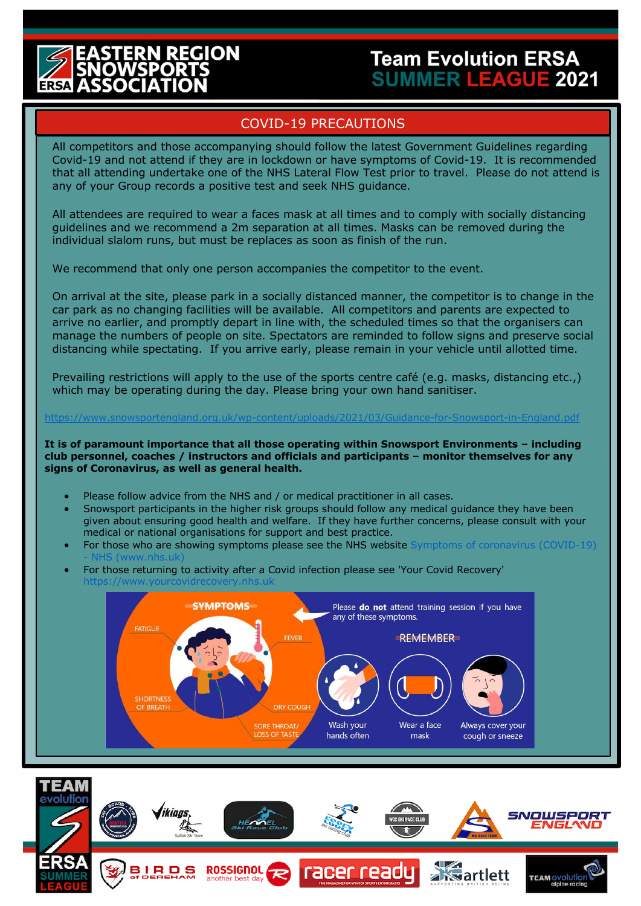# Team Evolution ERSA SUMMER LEAGUE 2021

## COVID-19 PRECAUTIONS

All competitors and those accompanying should follow the latest Government Guidelines regarding Covid-19 and not attend if they are in lockdown or have symptoms of Covid-19. It is recommended that all attending undertake one of the NHS Lateral Flow Test prior to travel. Please do not attend is any of your Group records a positive test and seek NHS guidance.

All attendees are required to wear a faces mask at all times and to comply with socially distancing guidelines and we recommend a 2m separation at all times. Masks can be removed during the individual slalom runs, but must be replaces as soon as finish of the run.

We recommend that only one person accompanies the competitor to the event.

On arrival at the site, please park in a socially distanced manner, the competitor is to change in the car park as no changing facilities will be available. All competitors and parents are expected to arrive no earlier, and promptly depart in line with, the scheduled times so that the organisers can manage the numbers of people on site. Spectators are reminded to follow signs and preserve social distancing while spectating. If you arrive early, please remain in your vehicle until allotted time.

Prevailing restrictions will apply to the use of the sports centre café (e.g. masks, distancing etc.,) which may be operating during the day. Please bring your own hand sanitiser.

https://www.snowsportengland.org.uk/wp-content/uploads/2021/03/Guidance-for-Snowsport-in-England.pdf

**It is of paramount importance that all those operating within Snowsport Environments – including club personnel, coaches / instructors and officials and participants – monitor themselves for any signs of Coronavirus, as well as general health.**

- Please follow advice from the NHS and / or medical practitioner in all cases.
- Snowsport participants in the higher risk groups should follow any medical guidance they have been given about ensuring good health and welfare. If they have further concerns, please consult with your medical or national organisations for support and best practice.
- For those who are showing symptoms please see the NHS website Symptoms of coronavirus (COVID-19) - NHS (www.nhs.uk)
- For those returning to activity after a Covid infection please see 'Your Covid Recovery' https://www.yourcovidrecovery.nhs.uk

SYMPTOMS

FATIGUE
FEVER
SHORTNESS OF BREATH
DRY COUGH
SORE THROAT/ LOSS OF TASTE

Please **do not** attend training session if you have any of these symptoms.

REMEMBER

Wash your hands often
Wear a face mask
Always cover your cough or sneeze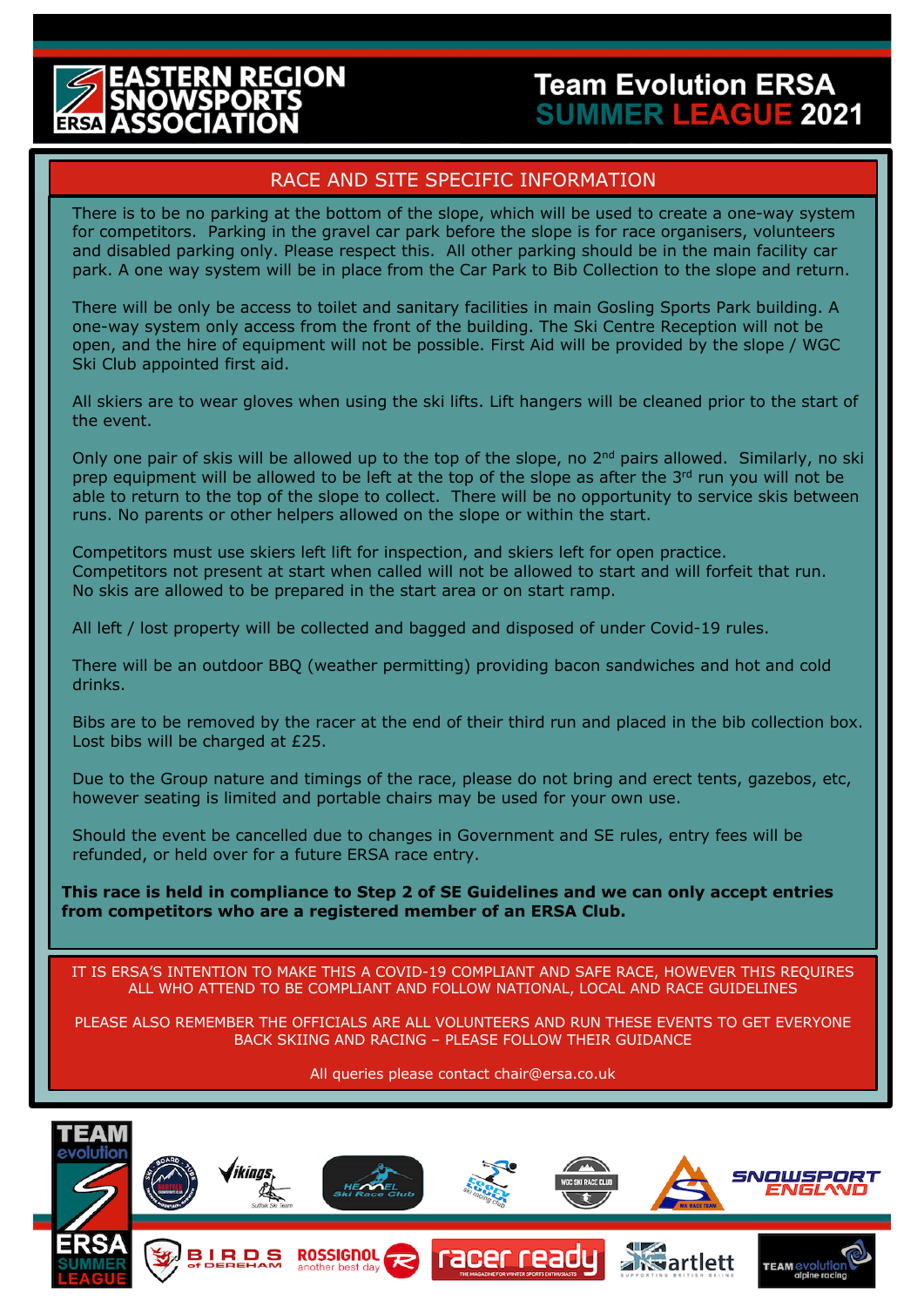EASTERN REGION SNOWSPORTS ASSOCIATION

# Team Evolution ERSA SUMMER LEAGUE 2021

## RACE AND SITE SPECIFIC INFORMATION

There is to be no parking at the bottom of the slope, which will be used to create a one-way system for competitors. Parking in the gravel car park before the slope is for race organisers, volunteers and disabled parking only. Please respect this. All other parking should be in the main facility car park. A one way system will be in place from the Car Park to Bib Collection to the slope and return.

There will be only be access to toilet and sanitary facilities in main Gosling Sports Park building. A one-way system only access from the front of the building. The Ski Centre Reception will not be open, and the hire of equipment will not be possible. First Aid will be provided by the slope / WGC Ski Club appointed first aid.

All skiers are to wear gloves when using the ski lifts. Lift hangers will be cleaned prior to the start of the event.

Only one pair of skis will be allowed up to the top of the slope, no 2nd pairs allowed. Similarly, no ski prep equipment will be allowed to be left at the top of the slope as after the 3rd run you will not be able to return to the top of the slope to collect. There will be no opportunity to service skis between runs. No parents or other helpers allowed on the slope or within the start.

Competitors must use skiers left lift for inspection, and skiers left for open practice. Competitors not present at start when called will not be allowed to start and will forfeit that run. No skis are allowed to be prepared in the start area or on start ramp.

All left / lost property will be collected and bagged and disposed of under Covid-19 rules.

There will be an outdoor BBQ (weather permitting) providing bacon sandwiches and hot and cold drinks.

Bibs are to be removed by the racer at the end of their third run and placed in the bib collection box. Lost bibs will be charged at £25.

Due to the Group nature and timings of the race, please do not bring and erect tents, gazebos, etc, however seating is limited and portable chairs may be used for your own use.

Should the event be cancelled due to changes in Government and SE rules, entry fees will be refunded, or held over for a future ERSA race entry.

**This race is held in compliance to Step 2 of SE Guidelines and we can only accept entries from competitors who are a registered member of an ERSA Club.**

IT IS ERSA'S INTENTION TO MAKE THIS A COVID-19 COMPLIANT AND SAFE RACE, HOWEVER THIS REQUIRES ALL WHO ATTEND TO BE COMPLIANT AND FOLLOW NATIONAL, LOCAL AND RACE GUIDELINES

PLEASE ALSO REMEMBER THE OFFICIALS ARE ALL VOLUNTEERS AND RUN THESE EVENTS TO GET EVERYONE BACK SKIING AND RACING – PLEASE FOLLOW THEIR GUIDANCE

All queries please contact chair@ersa.co.uk